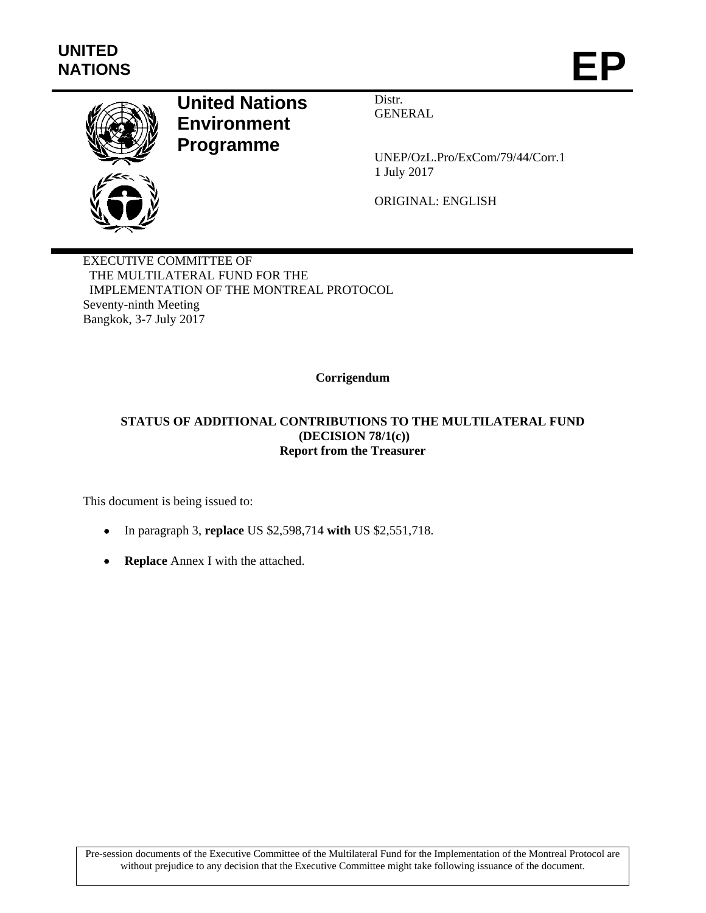**UNITED NATIONS** **EP**

# United Nations Environment Programme

Distr.
GENERAL

UNEP/OzL.Pro/ExCom/79/44/Corr.1
1 July 2017

ORIGINAL: ENGLISH

EXECUTIVE COMMITTEE OF
THE MULTILATERAL FUND FOR THE
IMPLEMENTATION OF THE MONTREAL PROTOCOL
Seventy-ninth Meeting
Bangkok, 3-7 July 2017

**Corrigendum**

**STATUS OF ADDITIONAL CONTRIBUTIONS TO THE MULTILATERAL FUND (DECISION 78/1(c))**
**Report from the Treasurer**

This document is being issued to:

- In paragraph 3, **replace** US $2,598,714 **with** US $2,551,718.
- **Replace** Annex I with the attached.

Pre-session documents of the Executive Committee of the Multilateral Fund for the Implementation of the Montreal Protocol are without prejudice to any decision that the Executive Committee might take following issuance of the document.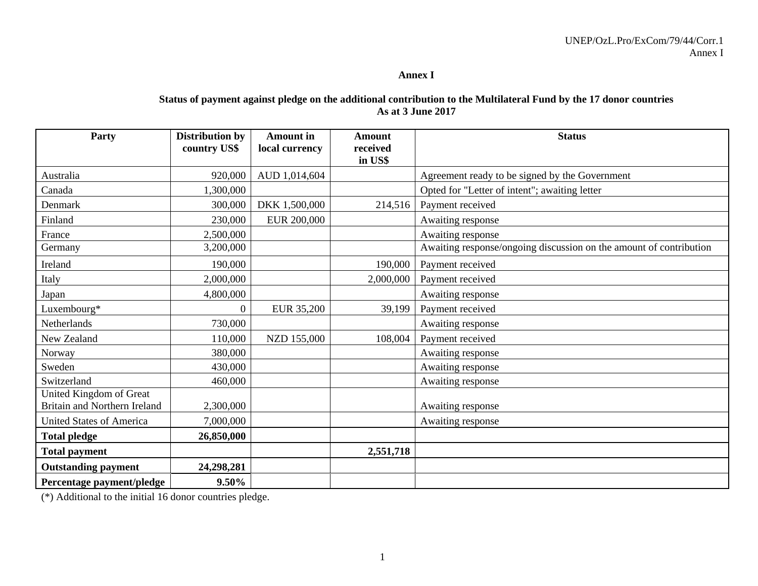**Annex I**

**Status of payment against pledge on the additional contribution to the Multilateral Fund by the 17 donor countries**
**As at 3 June 2017**

| Party | Distribution by country US$ | Amount in local currency | Amount received in US$ | Status |
|---|---|---|---|---|
| Australia | 920,000 | AUD 1,014,604 | | Agreement ready to be signed by the Government |
| Canada | 1,300,000 | | | Opted for "Letter of intent"; awaiting letter |
| Denmark | 300,000 | DKK 1,500,000 | 214,516 | Payment received |
| Finland | 230,000 | EUR 200,000 | | Awaiting response |
| France | 2,500,000 | | | Awaiting response |
| Germany | 3,200,000 | | | Awaiting response/ongoing discussion on the amount of contribution |
| Ireland | 190,000 | | 190,000 | Payment received |
| Italy | 2,000,000 | | 2,000,000 | Payment received |
| Japan | 4,800,000 | | | Awaiting response |
| Luxembourg* | 0 | EUR 35,200 | 39,199 | Payment received |
| Netherlands | 730,000 | | | Awaiting response |
| New Zealand | 110,000 | NZD 155,000 | 108,004 | Payment received |
| Norway | 380,000 | | | Awaiting response |
| Sweden | 430,000 | | | Awaiting response |
| Switzerland | 460,000 | | | Awaiting response |
| United Kingdom of Great Britain and Northern Ireland | 2,300,000 | | | Awaiting response |
| United States of America | 7,000,000 | | | Awaiting response |
| **Total pledge** | **26,850,000** | | | |
| **Total payment** | | | **2,551,718** | |
| **Outstanding payment** | **24,298,281** | | | |
| **Percentage payment/pledge** | **9.50%** | | | |

(*) Additional to the initial 16 donor countries pledge.